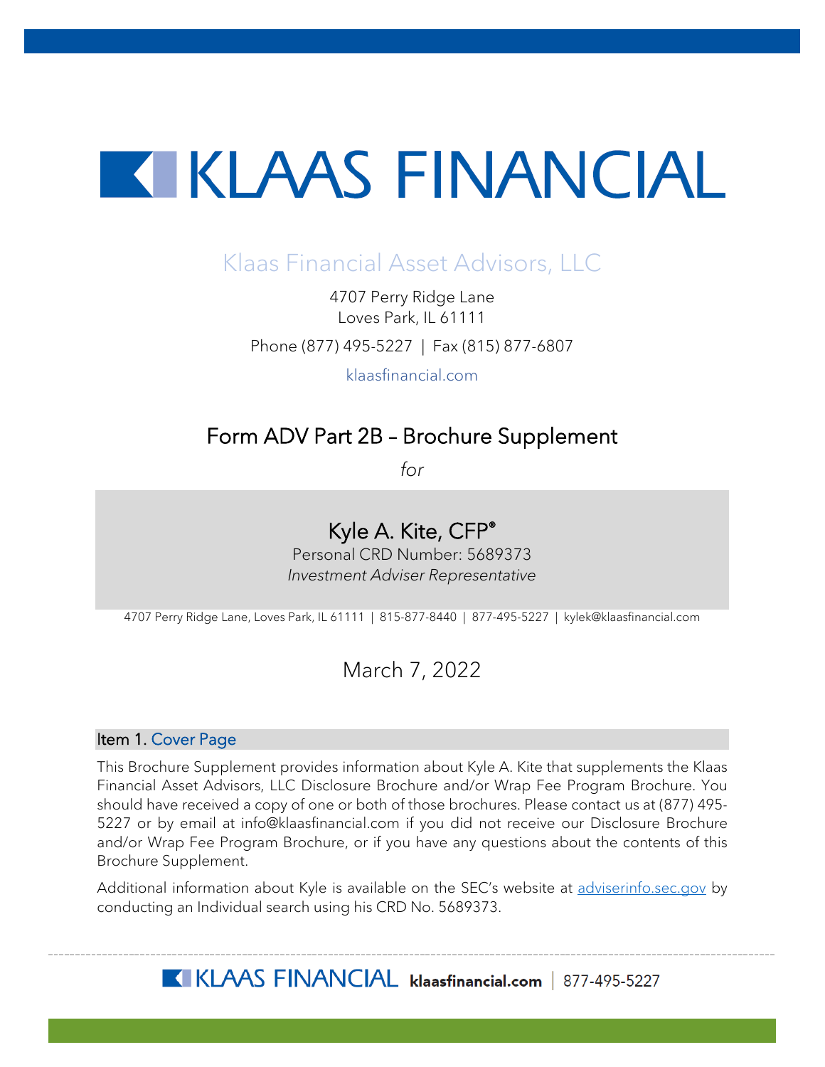# KLAAS FINANCIAL

## Klaas Financial Asset Advisors, LLC

4707 Perry Ridge Lane
Loves Park, IL 61111

Phone (877) 495-5227 | Fax (815) 877-6807

klaasfinancial.com

## Form ADV Part 2B – Brochure Supplement

*for*

### Kyle A. Kite, CFP®

Personal CRD Number: 5689373
*Investment Adviser Representative*

4707 Perry Ridge Lane, Loves Park, IL 61111 | 815-877-8440 | 877-495-5227 | kylek@klaasfinancial.com

March 7, 2022

### Item 1. Cover Page

This Brochure Supplement provides information about Kyle A. Kite that supplements the Klaas Financial Asset Advisors, LLC Disclosure Brochure and/or Wrap Fee Program Brochure. You should have received a copy of one or both of those brochures. Please contact us at (877) 495-5227 or by email at info@klaasfinancial.com if you did not receive our Disclosure Brochure and/or Wrap Fee Program Brochure, or if you have any questions about the contents of this Brochure Supplement.

Additional information about Kyle is available on the SEC's website at adviserinfo.sec.gov by conducting an Individual search using his CRD No. 5689373.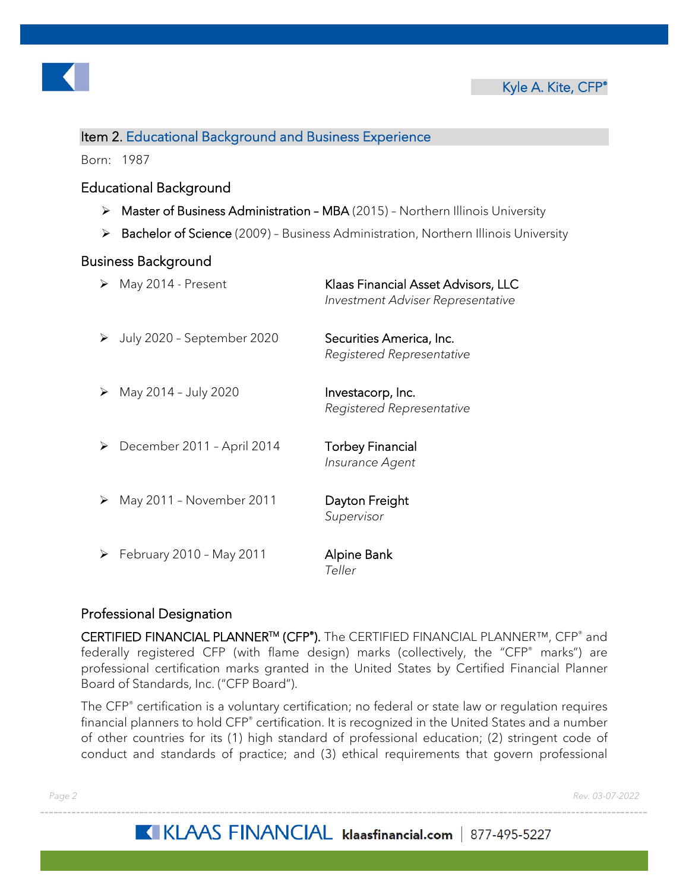Kyle A. Kite, CFP®

## Item 2. Educational Background and Business Experience

Born: 1987

### Educational Background

- **Master of Business Administration – MBA** (2015) – Northern Illinois University
- **Bachelor of Science** (2009) – Business Administration, Northern Illinois University

### Business Background

- May 2014 - Present — **Klaas Financial Asset Advisors, LLC**, *Investment Adviser Representative*
- July 2020 – September 2020 — **Securities America, Inc.**, *Registered Representative*
- May 2014 – July 2020 — **Investacorp, Inc.**, *Registered Representative*
- December 2011 – April 2014 — **Torbey Financial**, *Insurance Agent*
- May 2011 – November 2011 — **Dayton Freight**, *Supervisor*
- February 2010 – May 2011 — **Alpine Bank**, *Teller*

### Professional Designation

**CERTIFIED FINANCIAL PLANNER™ (CFP®).** The CERTIFIED FINANCIAL PLANNER™, CFP® and federally registered CFP (with flame design) marks (collectively, the "CFP® marks") are professional certification marks granted in the United States by Certified Financial Planner Board of Standards, Inc. ("CFP Board").

The CFP® certification is a voluntary certification; no federal or state law or regulation requires financial planners to hold CFP® certification. It is recognized in the United States and a number of other countries for its (1) high standard of professional education; (2) stringent code of conduct and standards of practice; and (3) ethical requirements that govern professional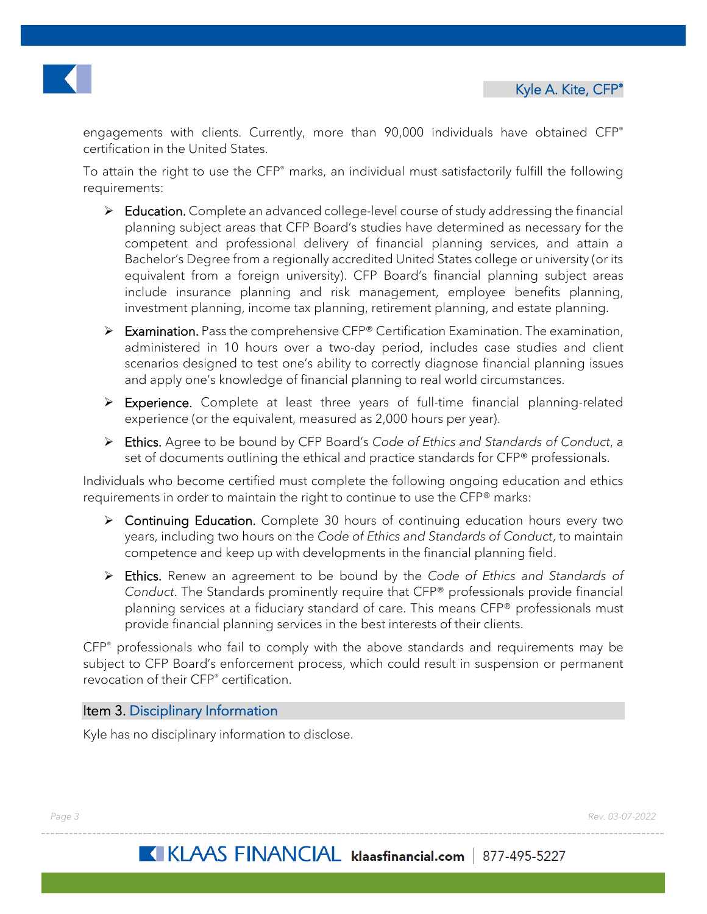engagements with clients. Currently, more than 90,000 individuals have obtained CFP® certification in the United States.

To attain the right to use the CFP® marks, an individual must satisfactorily fulfill the following requirements:

- **Education.** Complete an advanced college-level course of study addressing the financial planning subject areas that CFP Board's studies have determined as necessary for the competent and professional delivery of financial planning services, and attain a Bachelor's Degree from a regionally accredited United States college or university (or its equivalent from a foreign university). CFP Board's financial planning subject areas include insurance planning and risk management, employee benefits planning, investment planning, income tax planning, retirement planning, and estate planning.
- **Examination.** Pass the comprehensive CFP® Certification Examination. The examination, administered in 10 hours over a two-day period, includes case studies and client scenarios designed to test one's ability to correctly diagnose financial planning issues and apply one's knowledge of financial planning to real world circumstances.
- **Experience.** Complete at least three years of full-time financial planning-related experience (or the equivalent, measured as 2,000 hours per year).
- **Ethics.** Agree to be bound by CFP Board's *Code of Ethics and Standards of Conduct*, a set of documents outlining the ethical and practice standards for CFP® professionals.

Individuals who become certified must complete the following ongoing education and ethics requirements in order to maintain the right to continue to use the CFP® marks:

- **Continuing Education.** Complete 30 hours of continuing education hours every two years, including two hours on the *Code of Ethics and Standards of Conduct*, to maintain competence and keep up with developments in the financial planning field.
- **Ethics.** Renew an agreement to be bound by the *Code of Ethics and Standards of Conduct*. The Standards prominently require that CFP® professionals provide financial planning services at a fiduciary standard of care. This means CFP® professionals must provide financial planning services in the best interests of their clients.

CFP® professionals who fail to comply with the above standards and requirements may be subject to CFP Board's enforcement process, which could result in suspension or permanent revocation of their CFP® certification.

## Item 3. Disciplinary Information

Kyle has no disciplinary information to disclose.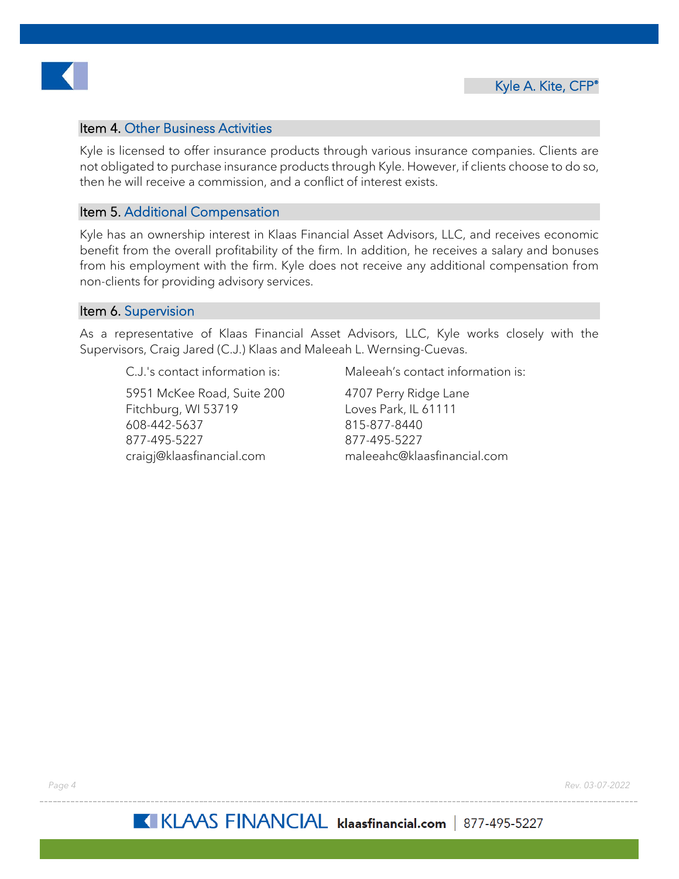## Item 4. Other Business Activities

Kyle is licensed to offer insurance products through various insurance companies. Clients are not obligated to purchase insurance products through Kyle. However, if clients choose to do so, then he will receive a commission, and a conflict of interest exists.

## Item 5. Additional Compensation

Kyle has an ownership interest in Klaas Financial Asset Advisors, LLC, and receives economic benefit from the overall profitability of the firm. In addition, he receives a salary and bonuses from his employment with the firm. Kyle does not receive any additional compensation from non-clients for providing advisory services.

## Item 6. Supervision

As a representative of Klaas Financial Asset Advisors, LLC, Kyle works closely with the Supervisors, Craig Jared (C.J.) Klaas and Maleeah L. Wernsing-Cuevas.

C.J.'s contact information is:

5951 McKee Road, Suite 200
Fitchburg, WI 53719
608-442-5637
877-495-5227
craigj@klaasfinancial.com

Maleeah's contact information is:

4707 Perry Ridge Lane
Loves Park, IL 61111
815-877-8440
877-495-5227
maleeahc@klaasfinancial.com